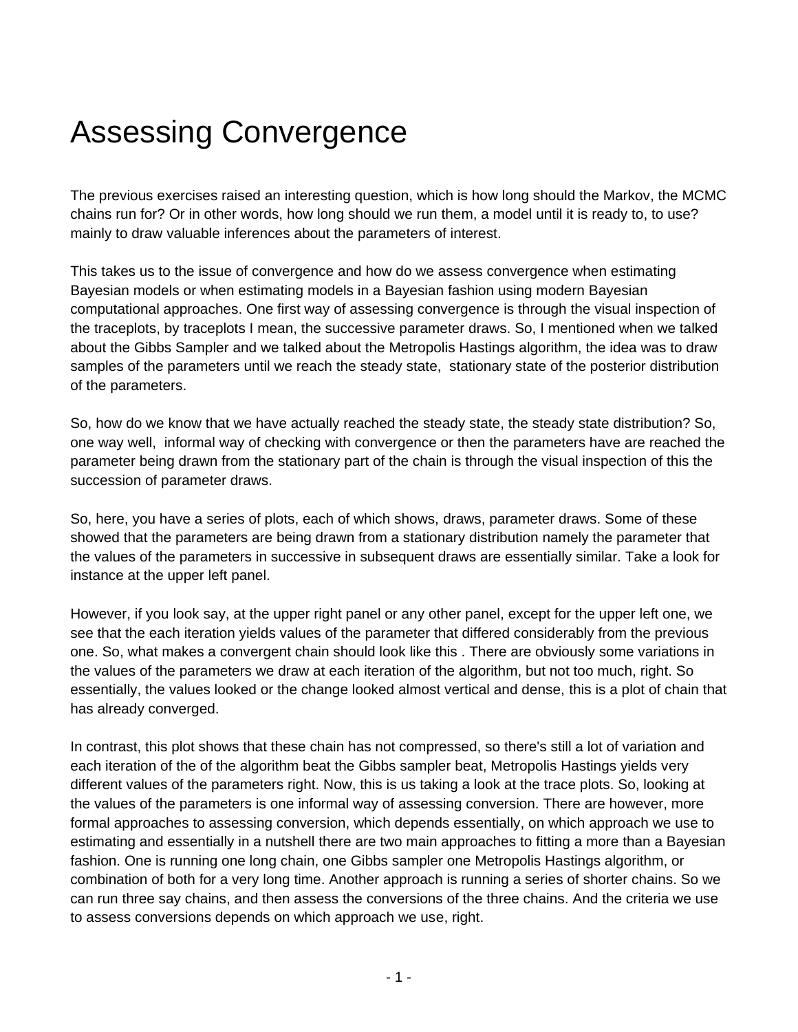# Assessing Convergence

The previous exercises raised an interesting question, which is how long should the Markov, the MCMC chains run for? Or in other words, how long should we run them, a model until it is ready to, to use? mainly to draw valuable inferences about the parameters of interest.

This takes us to the issue of convergence and how do we assess convergence when estimating Bayesian models or when estimating models in a Bayesian fashion using modern Bayesian computational approaches. One first way of assessing convergence is through the visual inspection of the traceplots, by traceplots I mean, the successive parameter draws. So, I mentioned when we talked about the Gibbs Sampler and we talked about the Metropolis Hastings algorithm, the idea was to draw samples of the parameters until we reach the steady state, stationary state of the posterior distribution of the parameters.

So, how do we know that we have actually reached the steady state, the steady state distribution? So, one way well, informal way of checking with convergence or then the parameters have are reached the parameter being drawn from the stationary part of the chain is through the visual inspection of this the succession of parameter draws.

So, here, you have a series of plots, each of which shows, draws, parameter draws. Some of these showed that the parameters are being drawn from a stationary distribution namely the parameter that the values of the parameters in successive in subsequent draws are essentially similar. Take a look for instance at the upper left panel.

However, if you look say, at the upper right panel or any other panel, except for the upper left one, we see that the each iteration yields values of the parameter that differed considerably from the previous one. So, what makes a convergent chain should look like this . There are obviously some variations in the values of the parameters we draw at each iteration of the algorithm, but not too much, right. So essentially, the values looked or the change looked almost vertical and dense, this is a plot of chain that has already converged.

In contrast, this plot shows that these chain has not compressed, so there's still a lot of variation and each iteration of the of the algorithm beat the Gibbs sampler beat, Metropolis Hastings yields very different values of the parameters right. Now, this is us taking a look at the trace plots. So, looking at the values of the parameters is one informal way of assessing conversion. There are however, more formal approaches to assessing conversion, which depends essentially, on which approach we use to estimating and essentially in a nutshell there are two main approaches to fitting a more than a Bayesian fashion. One is running one long chain, one Gibbs sampler one Metropolis Hastings algorithm, or combination of both for a very long time. Another approach is running a series of shorter chains. So we can run three say chains, and then assess the conversions of the three chains. And the criteria we use to assess conversions depends on which approach we use, right.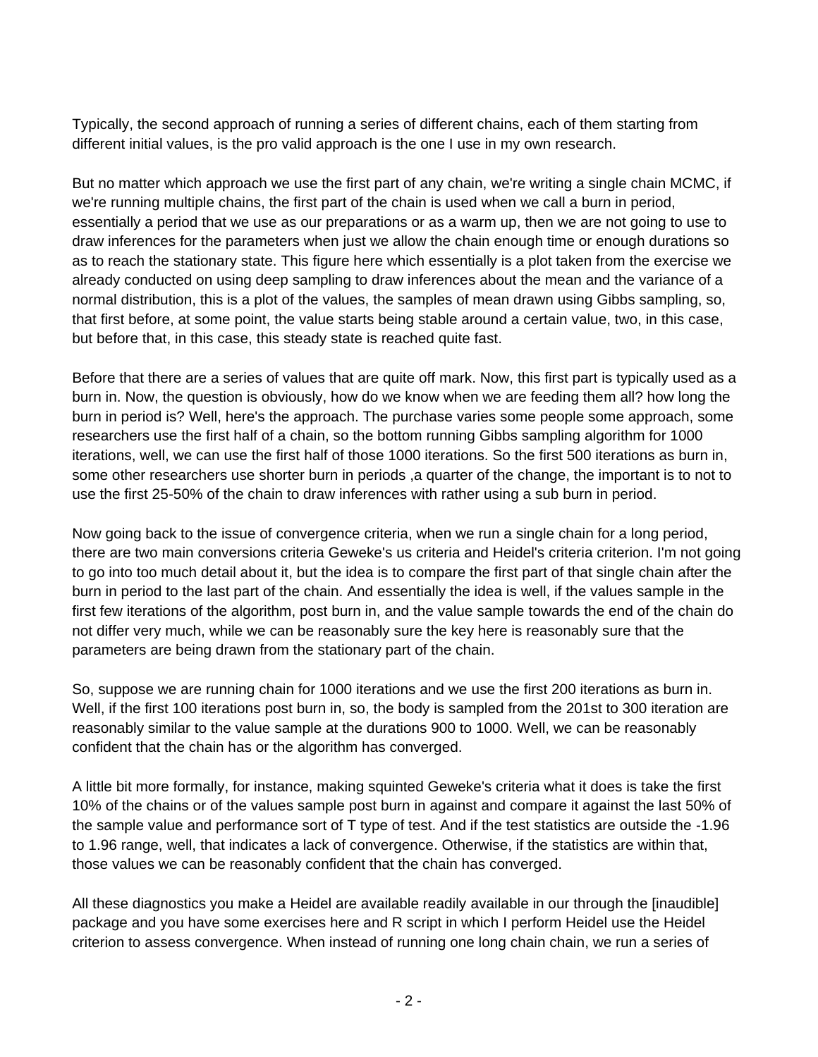Typically, the second approach of running a series of different chains, each of them starting from different initial values, is the pro valid approach is the one I use in my own research.

But no matter which approach we use the first part of any chain, we're writing a single chain MCMC, if we're running multiple chains, the first part of the chain is used when we call a burn in period, essentially a period that we use as our preparations or as a warm up, then we are not going to use to draw inferences for the parameters when just we allow the chain enough time or enough durations so as to reach the stationary state. This figure here which essentially is a plot taken from the exercise we already conducted on using deep sampling to draw inferences about the mean and the variance of a normal distribution, this is a plot of the values, the samples of mean drawn using Gibbs sampling, so, that first before, at some point, the value starts being stable around a certain value, two, in this case, but before that, in this case, this steady state is reached quite fast.

Before that there are a series of values that are quite off mark. Now, this first part is typically used as a burn in. Now, the question is obviously, how do we know when we are feeding them all? how long the burn in period is? Well, here's the approach. The purchase varies some people some approach, some researchers use the first half of a chain, so the bottom running Gibbs sampling algorithm for 1000 iterations, well, we can use the first half of those 1000 iterations. So the first 500 iterations as burn in, some other researchers use shorter burn in periods ,a quarter of the change, the important is to not to use the first 25-50% of the chain to draw inferences with rather using a sub burn in period.

Now going back to the issue of convergence criteria, when we run a single chain for a long period, there are two main conversions criteria Geweke's us criteria and Heidel's criteria criterion. I'm not going to go into too much detail about it, but the idea is to compare the first part of that single chain after the burn in period to the last part of the chain. And essentially the idea is well, if the values sample in the first few iterations of the algorithm, post burn in, and the value sample towards the end of the chain do not differ very much, while we can be reasonably sure the key here is reasonably sure that the parameters are being drawn from the stationary part of the chain.

So, suppose we are running chain for 1000 iterations and we use the first 200 iterations as burn in. Well, if the first 100 iterations post burn in, so, the body is sampled from the 201st to 300 iteration are reasonably similar to the value sample at the durations 900 to 1000. Well, we can be reasonably confident that the chain has or the algorithm has converged.

A little bit more formally, for instance, making squinted Geweke's criteria what it does is take the first 10% of the chains or of the values sample post burn in against and compare it against the last 50% of the sample value and performance sort of T type of test. And if the test statistics are outside the -1.96 to 1.96 range, well, that indicates a lack of convergence. Otherwise, if the statistics are within that, those values we can be reasonably confident that the chain has converged.

All these diagnostics you make a Heidel are available readily available in our through the [inaudible] package and you have some exercises here and R script in which I perform Heidel use the Heidel criterion to assess convergence. When instead of running one long chain chain, we run a series of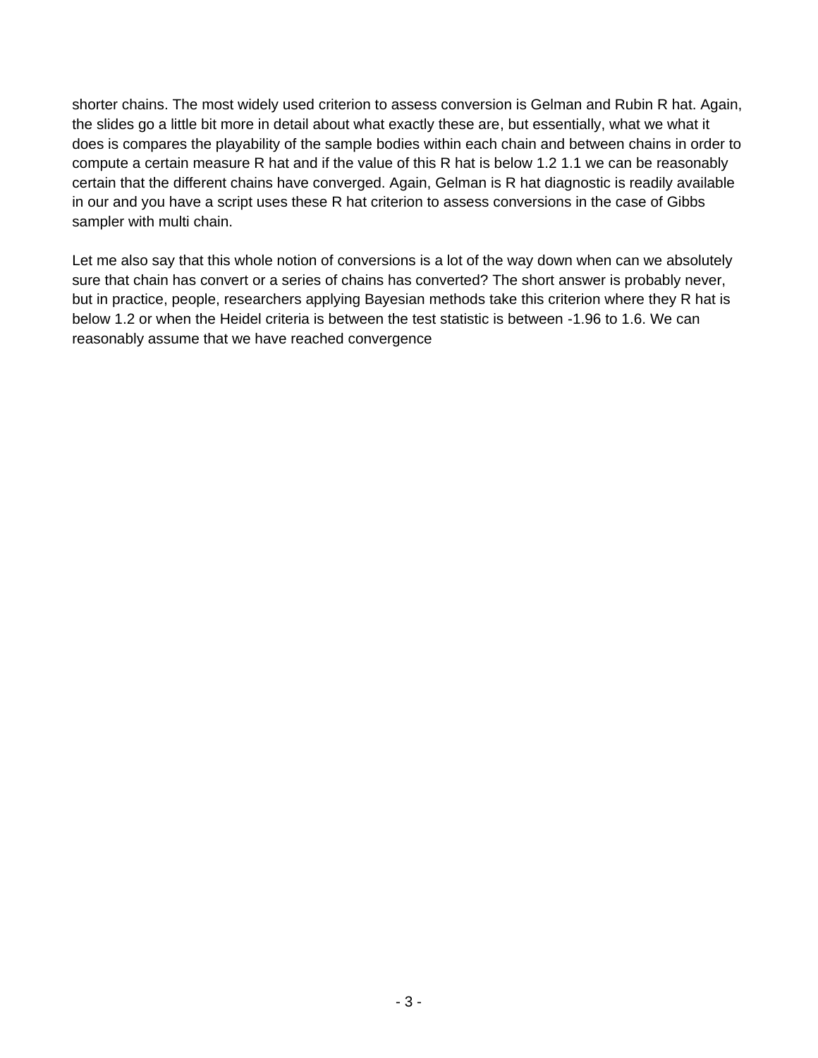shorter chains. The most widely used criterion to assess conversion is Gelman and Rubin R hat. Again, the slides go a little bit more in detail about what exactly these are, but essentially, what we what it does is compares the playability of the sample bodies within each chain and between chains in order to compute a certain measure R hat and if the value of this R hat is below 1.2 1.1 we can be reasonably certain that the different chains have converged. Again, Gelman is R hat diagnostic is readily available in our and you have a script uses these R hat criterion to assess conversions in the case of Gibbs sampler with multi chain.

Let me also say that this whole notion of conversions is a lot of the way down when can we absolutely sure that chain has convert or a series of chains has converted? The short answer is probably never, but in practice, people, researchers applying Bayesian methods take this criterion where they R hat is below 1.2 or when the Heidel criteria is between the test statistic is between -1.96 to 1.6. We can reasonably assume that we have reached convergence